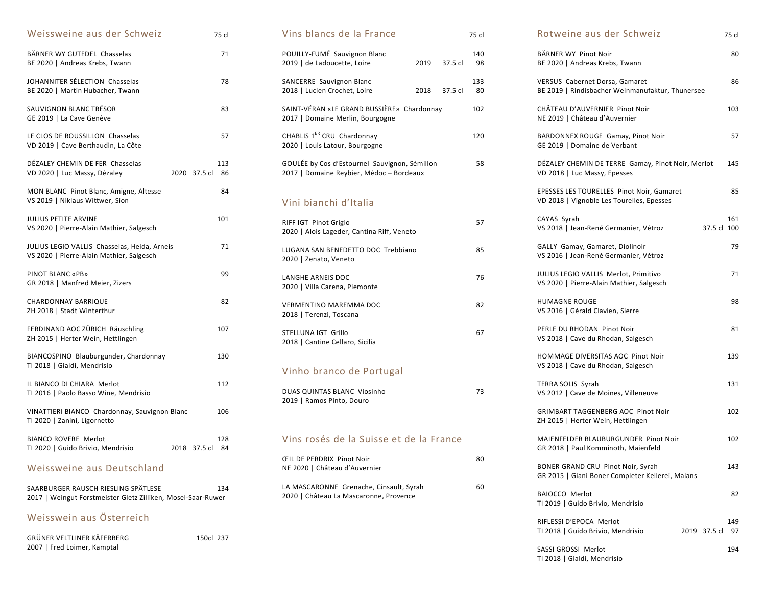## Weissweine aus der Schweiz

75 cl

BÄRNER WY GUTEDEL Chasselas — 71
BE 2020 | Andreas Krebs, Twann

JOHANNITER SÉLECTION Chasselas — 78
BE 2020 | Martin Hubacher, Twann

SAUVIGNON BLANC TRÉSOR — 83
GE 2019 | La Cave Genève

LE CLOS DE ROUSSILLON Chasselas — 57
VD 2019 | Cave Berthaudin, La Côte

DÉZALEY CHEMIN DE FER Chasselas — 113
VD 2020 | Luc Massy, Dézaley — 2020 37.5 cl 86

MON BLANC Pinot Blanc, Amigne, Altesse — 84
VS 2019 | Niklaus Wittwer, Sion

JULIUS PETITE ARVINE — 101
VS 2020 | Pierre-Alain Mathier, Salgesch

JULIUS LEGIO VALLIS Chasselas, Heida, Arneis — 71
VS 2020 | Pierre-Alain Mathier, Salgesch

PINOT BLANC «PB» — 99
GR 2018 | Manfred Meier, Zizers

CHARDONNAY BARRIQUE — 82
ZH 2018 | Stadt Winterthur

FERDINAND AOC ZÜRICH Räuschling — 107
ZH 2015 | Herter Wein, Hettlingen

BIANCOSPINO Blauburgunder, Chardonnay — 130
TI 2018 | Gialdi, Mendrisio

IL BIANCO DI CHIARA Merlot — 112
TI 2016 | Paolo Basso Wine, Mendrisio

VINATTIERI BIANCO Chardonnay, Sauvignon Blanc — 106
TI 2020 | Zanini, Ligornetto

BIANCO ROVERE Merlot — 128
TI 2020 | Guido Brivio, Mendrisio — 2018 37.5 cl 84

## Weissweine aus Deutschland

SAARBURGER RAUSCH RIESLING SPÄTLESE — 134
2017 | Weingut Forstmeister Gletz Zilliken, Mosel-Saar-Ruwer

## Weisswein aus Österreich

GRÜNER VELTLINER KÄFERBERG — 150cl 237
2007 | Fred Loimer, Kamptal

## Vins blancs de la France

75 cl

POUILLY-FUMÉ Sauvignon Blanc — 140
2019 | de Ladoucette, Loire — 2019 37.5 cl 98

SANCERRE Sauvignon Blanc — 133
2018 | Lucien Crochet, Loire — 2018 37.5 cl 80

SAINT-VÉRAN «LE GRAND BUSSIÈRE» Chardonnay — 102
2017 | Domaine Merlin, Bourgogne

CHABLIS 1[ER] CRU Chardonnay — 120
2020 | Louis Latour, Bourgogne

GOULÉE by Cos d'Estournel Sauvignon, Sémillon — 58
2017 | Domaine Reybier, Médoc – Bordeaux

## Vini bianchi d'Italia

RIFF IGT Pinot Grigio — 57
2020 | Alois Lageder, Cantina Riff, Veneto

LUGANA SAN BENEDETTO DOC Trebbiano — 85
2020 | Zenato, Veneto

LANGHE ARNEIS DOC — 76
2020 | Villa Carena, Piemonte

VERMENTINO MAREMMA DOC — 82
2018 | Terenzi, Toscana

STELLUNA IGT Grillo — 67
2018 | Cantine Cellaro, Sicilia

## Vinho branco de Portugal

DUAS QUINTAS BLANC Viosinho — 73
2019 | Ramos Pinto, Douro

## Vins rosés de la Suisse et de la France

ŒIL DE PERDRIX Pinot Noir — 80
NE 2020 | Château d'Auvernier

LA MASCARONNE Grenache, Cinsault, Syrah — 60
2020 | Château La Mascaronne, Provence

## Rotweine aus der Schweiz

75 cl

BÄRNER WY Pinot Noir — 80
BE 2020 | Andreas Krebs, Twann

VERSUS Cabernet Dorsa, Gamaret — 86
BE 2019 | Rindisbacher Weinmanufaktur, Thunersee

CHÂTEAU D'AUVERNIER Pinot Noir — 103
NE 2019 | Château d'Auvernier

BARDONNEX ROUGE Gamay, Pinot Noir — 57
GE 2019 | Domaine de Verbant

DÉZALEY CHEMIN DE TERRE Gamay, Pinot Noir, Merlot — 145
VD 2018 | Luc Massy, Epesses

EPESSES LES TOURELLES Pinot Noir, Gamaret — 85
VD 2018 | Vignoble Les Tourelles, Epesses

CAYAS Syrah — 161
VS 2018 | Jean-René Germanier, Vétroz — 37.5 cl 100

GALLY Gamay, Gamaret, Diolinoir — 79
VS 2016 | Jean-René Germanier, Vétroz

JULIUS LEGIO VALLIS Merlot, Primitivo — 71
VS 2020 | Pierre-Alain Mathier, Salgesch

HUMAGNE ROUGE — 98
VS 2016 | Gérald Clavien, Sierre

PERLE DU RHODAN Pinot Noir — 81
VS 2018 | Cave du Rhodan, Salgesch

HOMMAGE DIVERSITAS AOC Pinot Noir — 139
VS 2018 | Cave du Rhodan, Salgesch

TERRA SOLIS Syrah — 131
VS 2012 | Cave de Moines, Villeneuve

GRIMBART TAGGENBERG AOC Pinot Noir — 102
ZH 2015 | Herter Wein, Hettlingen

MAIENFELDER BLAUBURGUNDER Pinot Noir — 102
GR 2018 | Paul Komminoth, Maienfeld

BONER GRAND CRU Pinot Noir, Syrah — 143
GR 2015 | Giani Boner Completer Kellerei, Malans

BAIOCCO Merlot — 82
TI 2019 | Guido Brivio, Mendrisio

RIFLESSI D'EPOCA Merlot — 149
TI 2018 | Guido Brivio, Mendrisio — 2019 37.5 cl 97

SASSI GROSSI Merlot — 194
TI 2018 | Gialdi, Mendrisio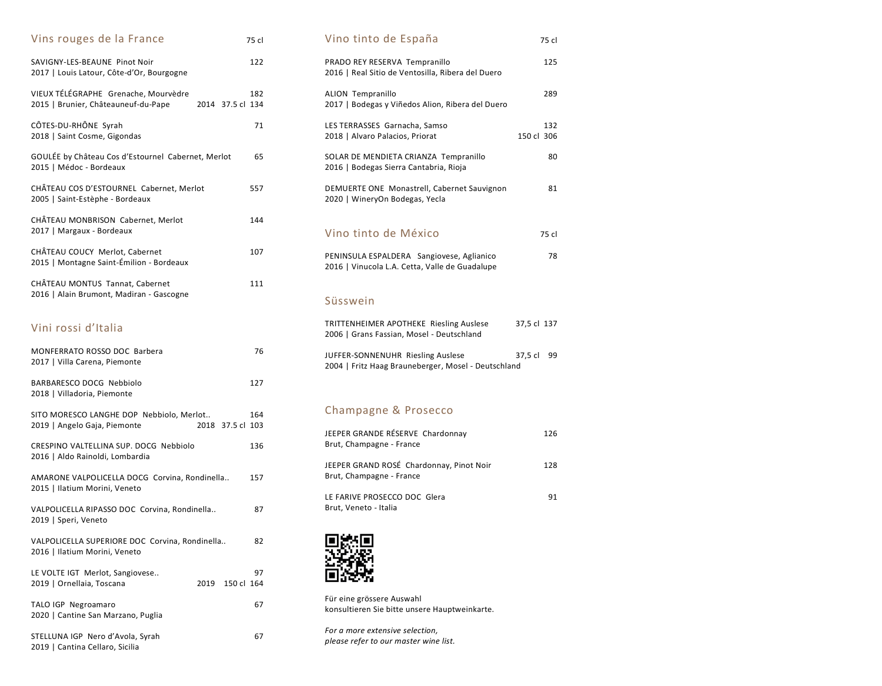## Vins rouges de la France

75 cl

SAVIGNY-LES-BEAUNE Pinot Noir — 122
2017 | Louis Latour, Côte-d'Or, Bourgogne

VIEUX TÉLÉGRAPHE Grenache, Mourvèdre — 182
2015 | Brunier, Châteauneuf-du-Pape — 2014 37.5 cl 134

CÔTES-DU-RHÔNE Syrah — 71
2018 | Saint Cosme, Gigondas

GOULÉE by Château Cos d'Estournel Cabernet, Merlot — 65
2015 | Médoc - Bordeaux

CHÂTEAU COS D'ESTOURNEL Cabernet, Merlot — 557
2005 | Saint-Estèphe - Bordeaux

CHÂTEAU MONBRISON Cabernet, Merlot — 144
2017 | Margaux - Bordeaux

CHÂTEAU COUCY Merlot, Cabernet — 107
2015 | Montagne Saint-Émilion - Bordeaux

CHÂTEAU MONTUS Tannat, Cabernet — 111
2016 | Alain Brumont, Madiran - Gascogne

## Vini rossi d'Italia

MONFERRATO ROSSO DOC Barbera — 76
2017 | Villa Carena, Piemonte

BARBARESCO DOCG Nebbiolo — 127
2018 | Villadoria, Piemonte

SITO MORESCO LANGHE DOP Nebbiolo, Merlot.. — 164
2019 | Angelo Gaja, Piemonte — 2018 37.5 cl 103

CRESPINO VALTELLINA SUP. DOCG Nebbiolo — 136
2016 | Aldo Rainoldi, Lombardia

AMARONE VALPOLICELLA DOCG Corvina, Rondinella.. — 157
2015 | Ilatium Morini, Veneto

VALPOLICELLA RIPASSO DOC Corvina, Rondinella.. — 87
2019 | Speri, Veneto

VALPOLICELLA SUPERIORE DOC Corvina, Rondinella.. — 82
2016 | Ilatium Morini, Veneto

LE VOLTE IGT Merlot, Sangiovese.. — 97
2019 | Ornellaia, Toscana — 2019 150 cl 164

TALO IGP Negroamaro — 67
2020 | Cantine San Marzano, Puglia

STELLUNA IGP Nero d'Avola, Syrah — 67
2019 | Cantina Cellaro, Sicilia

## Vino tinto de España

75 cl

PRADO REY RESERVA Tempranillo — 125
2016 | Real Sitio de Ventosilla, Ribera del Duero

ALION Tempranillo — 289
2017 | Bodegas y Viñedos Alion, Ribera del Duero

LES TERRASSES Garnacha, Samso — 132
2018 | Alvaro Palacios, Priorat — 150 cl 306

SOLAR DE MENDIETA CRIANZA Tempranillo — 80
2016 | Bodegas Sierra Cantabria, Rioja

DEMUERTE ONE Monastrell, Cabernet Sauvignon — 81
2020 | WineryOn Bodegas, Yecla

## Vino tinto de México

75 cl

PENINSULA ESPALDERA Sangiovese, Aglianico — 78
2016 | Vinucola L.A. Cetta, Valle de Guadalupe

## Süsswein

TRITTENHEIMER APOTHEKE Riesling Auslese — 37,5 cl 137
2006 | Grans Fassian, Mosel - Deutschland

JUFFER-SONNENUHR Riesling Auslese — 37,5 cl 99
2004 | Fritz Haag Brauneberger, Mosel - Deutschland

## Champagne & Prosecco

JEEPER GRANDE RÉSERVE Chardonnay — 126
Brut, Champagne - France

JEEPER GRAND ROSÉ Chardonnay, Pinot Noir — 128
Brut, Champagne - France

LE FARIVE PROSECCO DOC Glera — 91
Brut, Veneto - Italia

Für eine grössere Auswahl
konsultieren Sie bitte unsere Hauptweinkarte.

*For a more extensive selection,*
*please refer to our master wine list.*